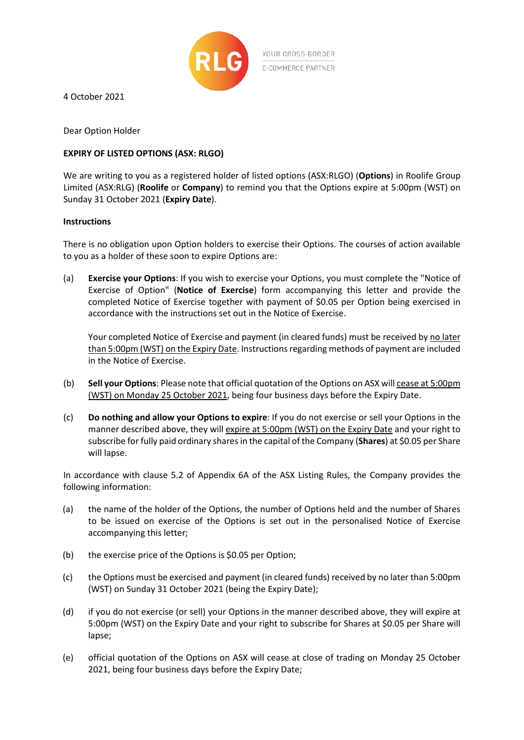YOUR CROSS-BORDER E-COMMERCE PARTNER

4 October 2021

Dear Option Holder

**EXPIRY OF LISTED OPTIONS (ASX: RLGO)**

We are writing to you as a registered holder of listed options (ASX:RLGO) (**Options**) in Roolife Group Limited (ASX:RLG) (**Roolife** or **Company**) to remind you that the Options expire at 5:00pm (WST) on Sunday 31 October 2021 (**Expiry Date**).

**Instructions**

There is no obligation upon Option holders to exercise their Options. The courses of action available to you as a holder of these soon to expire Options are:

(a) **Exercise your Options**: If you wish to exercise your Options, you must complete the "Notice of Exercise of Option" (**Notice of Exercise**) form accompanying this letter and provide the completed Notice of Exercise together with payment of $0.05 per Option being exercised in accordance with the instructions set out in the Notice of Exercise.

Your completed Notice of Exercise and payment (in cleared funds) must be received by no later than 5:00pm (WST) on the Expiry Date. Instructions regarding methods of payment are included in the Notice of Exercise.

(b) **Sell your Options**: Please note that official quotation of the Options on ASX will cease at 5:00pm (WST) on Monday 25 October 2021, being four business days before the Expiry Date.

(c) **Do nothing and allow your Options to expire**: If you do not exercise or sell your Options in the manner described above, they will expire at 5:00pm (WST) on the Expiry Date and your right to subscribe for fully paid ordinary shares in the capital of the Company (**Shares**) at $0.05 per Share will lapse.

In accordance with clause 5.2 of Appendix 6A of the ASX Listing Rules, the Company provides the following information:

(a) the name of the holder of the Options, the number of Options held and the number of Shares to be issued on exercise of the Options is set out in the personalised Notice of Exercise accompanying this letter;

(b) the exercise price of the Options is $0.05 per Option;

(c) the Options must be exercised and payment (in cleared funds) received by no later than 5:00pm (WST) on Sunday 31 October 2021 (being the Expiry Date);

(d) if you do not exercise (or sell) your Options in the manner described above, they will expire at 5:00pm (WST) on the Expiry Date and your right to subscribe for Shares at $0.05 per Share will lapse;

(e) official quotation of the Options on ASX will cease at close of trading on Monday 25 October 2021, being four business days before the Expiry Date;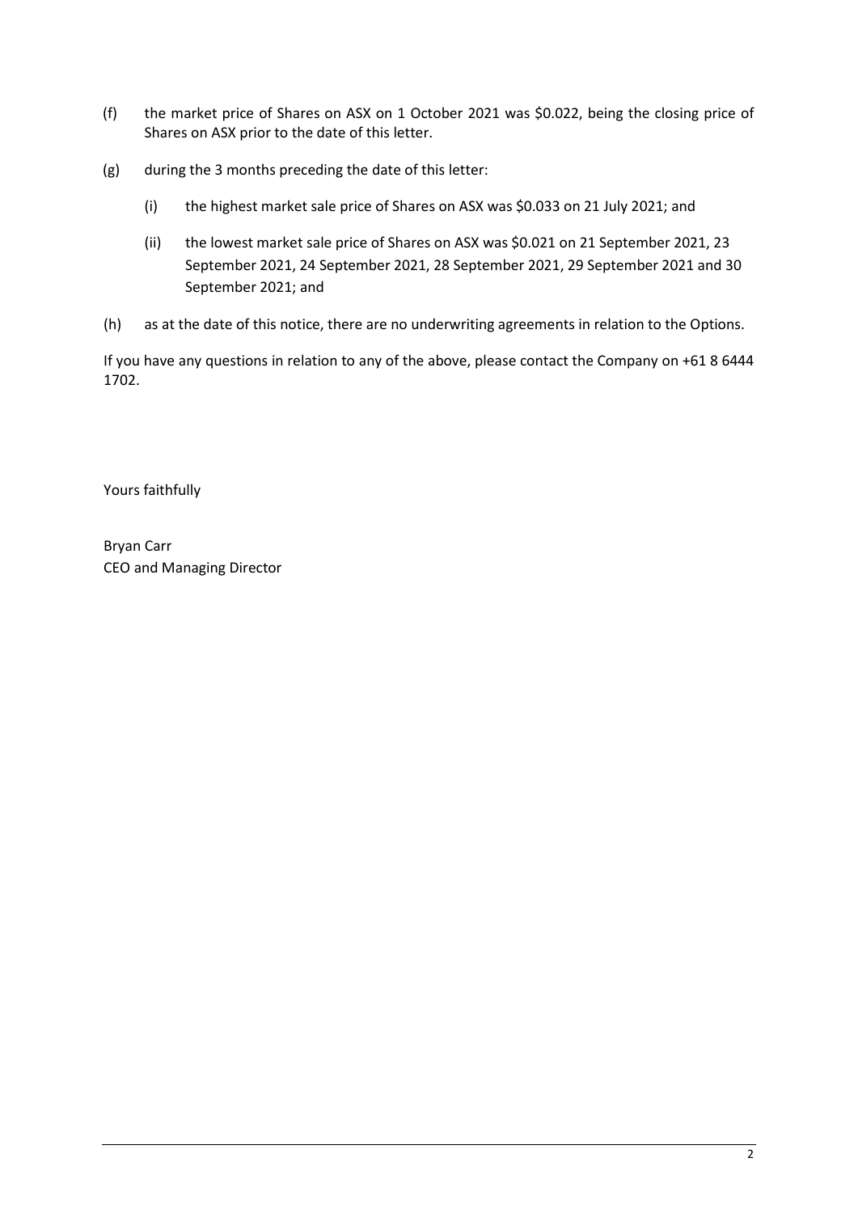(f) the market price of Shares on ASX on 1 October 2021 was $0.022, being the closing price of Shares on ASX prior to the date of this letter.

(g) during the 3 months preceding the date of this letter:

   (i) the highest market sale price of Shares on ASX was $0.033 on 21 July 2021; and

   (ii) the lowest market sale price of Shares on ASX was $0.021 on 21 September 2021, 23 September 2021, 24 September 2021, 28 September 2021, 29 September 2021 and 30 September 2021; and

(h) as at the date of this notice, there are no underwriting agreements in relation to the Options.

If you have any questions in relation to any of the above, please contact the Company on +61 8 6444 1702.

Yours faithfully

Bryan Carr
CEO and Managing Director